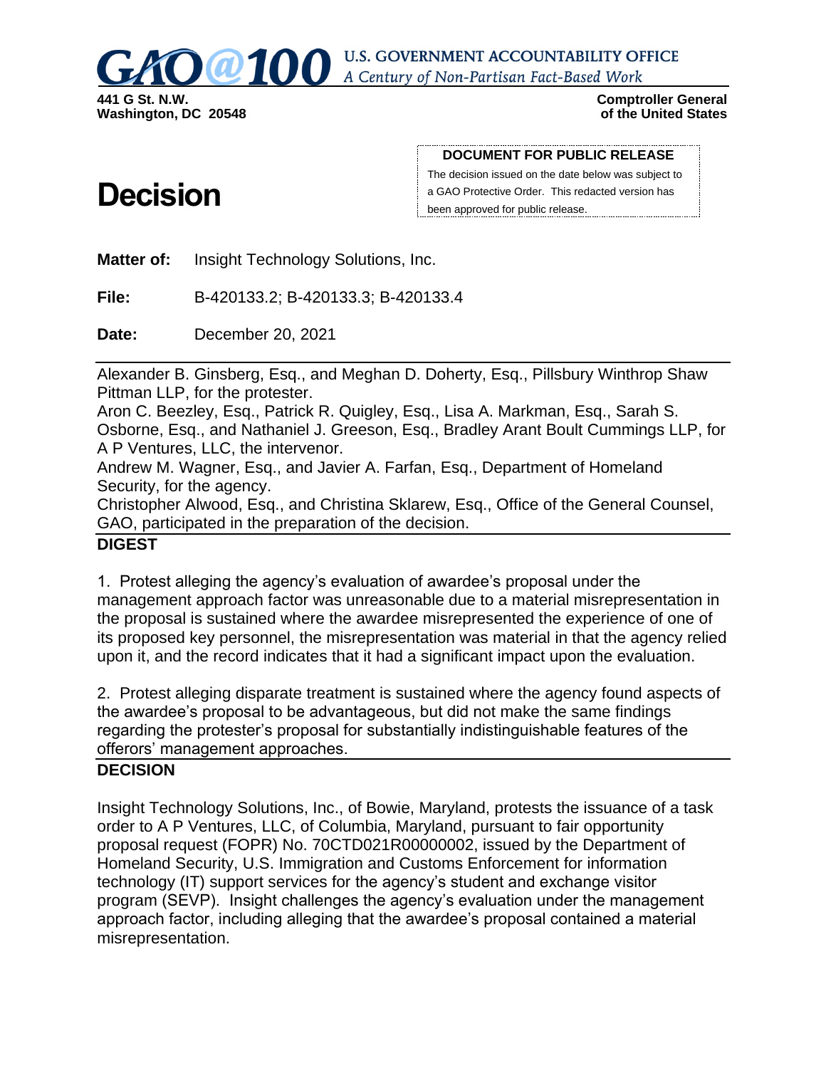GAO@100 U.S. GOVERNMENT ACCOUNTABILITY OFFICE
*A Century of Non-Partisan Fact-Based Work*

**441 G St. N.W.**
**Washington, DC 20548**

**Comptroller General**
**of the United States**

**DOCUMENT FOR PUBLIC RELEASE**

The decision issued on the date below was subject to a GAO Protective Order. This redacted version has been approved for public release.

# Decision

**Matter of:** Insight Technology Solutions, Inc.

**File:** B-420133.2; B-420133.3; B-420133.4

**Date:** December 20, 2021

Alexander B. Ginsberg, Esq., and Meghan D. Doherty, Esq., Pillsbury Winthrop Shaw Pittman LLP, for the protester.
Aron C. Beezley, Esq., Patrick R. Quigley, Esq., Lisa A. Markman, Esq., Sarah S. Osborne, Esq., and Nathaniel J. Greeson, Esq., Bradley Arant Boult Cummings LLP, for A P Ventures, LLC, the intervenor.
Andrew M. Wagner, Esq., and Javier A. Farfan, Esq., Department of Homeland Security, for the agency.
Christopher Alwood, Esq., and Christina Sklarew, Esq., Office of the General Counsel, GAO, participated in the preparation of the decision.

## DIGEST

1. Protest alleging the agency's evaluation of awardee's proposal under the management approach factor was unreasonable due to a material misrepresentation in the proposal is sustained where the awardee misrepresented the experience of one of its proposed key personnel, the misrepresentation was material in that the agency relied upon it, and the record indicates that it had a significant impact upon the evaluation.

2. Protest alleging disparate treatment is sustained where the agency found aspects of the awardee's proposal to be advantageous, but did not make the same findings regarding the protester's proposal for substantially indistinguishable features of the offerors' management approaches.

## DECISION

Insight Technology Solutions, Inc., of Bowie, Maryland, protests the issuance of a task order to A P Ventures, LLC, of Columbia, Maryland, pursuant to fair opportunity proposal request (FOPR) No. 70CTD021R00000002, issued by the Department of Homeland Security, U.S. Immigration and Customs Enforcement for information technology (IT) support services for the agency's student and exchange visitor program (SEVP). Insight challenges the agency's evaluation under the management approach factor, including alleging that the awardee's proposal contained a material misrepresentation.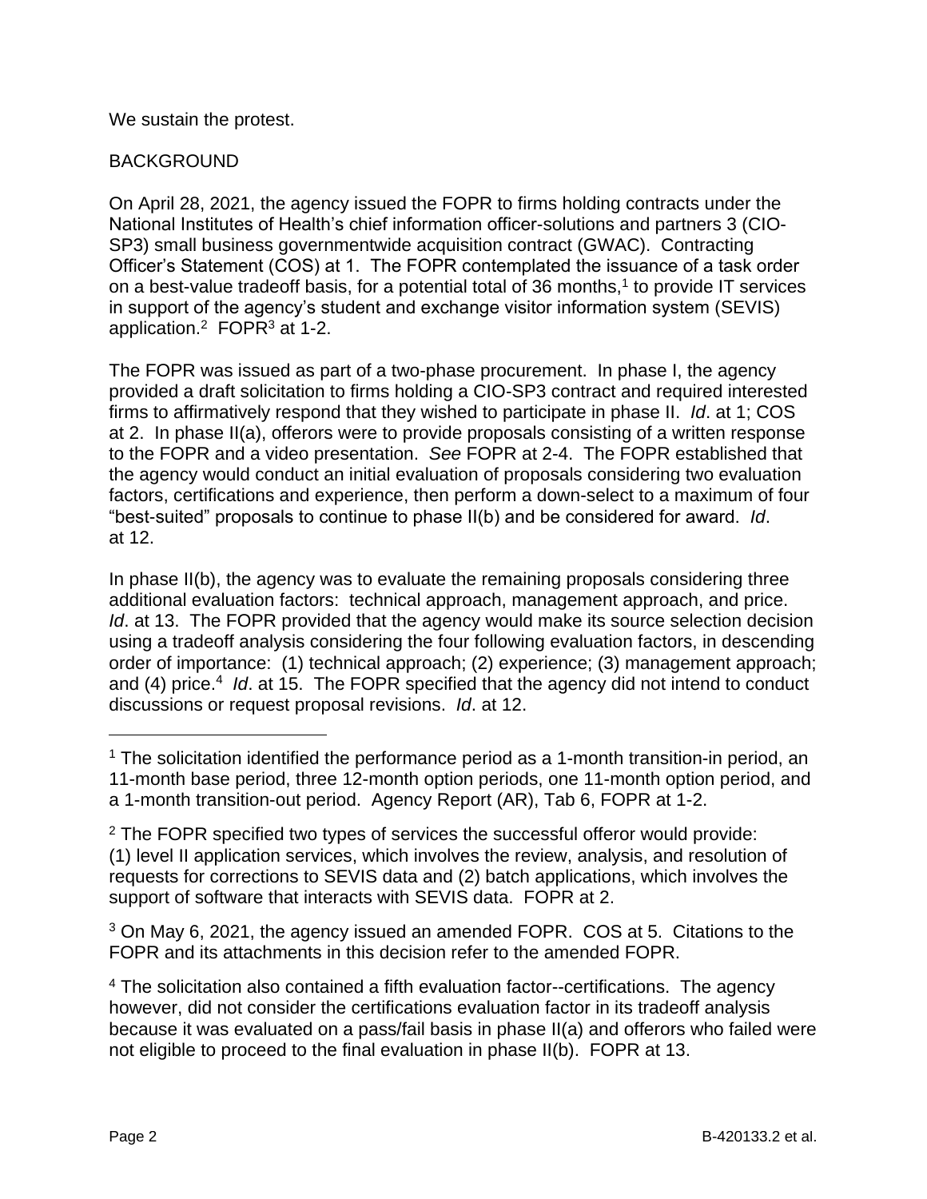We sustain the protest.

BACKGROUND

On April 28, 2021, the agency issued the FOPR to firms holding contracts under the National Institutes of Health's chief information officer-solutions and partners 3 (CIO-SP3) small business governmentwide acquisition contract (GWAC). Contracting Officer's Statement (COS) at 1. The FOPR contemplated the issuance of a task order on a best-value tradeoff basis, for a potential total of 36 months,[1] to provide IT services in support of the agency's student and exchange visitor information system (SEVIS) application.[2] FOPR[3] at 1-2.

The FOPR was issued as part of a two-phase procurement. In phase I, the agency provided a draft solicitation to firms holding a CIO-SP3 contract and required interested firms to affirmatively respond that they wished to participate in phase II. *Id*. at 1; COS at 2. In phase II(a), offerors were to provide proposals consisting of a written response to the FOPR and a video presentation. *See* FOPR at 2-4. The FOPR established that the agency would conduct an initial evaluation of proposals considering two evaluation factors, certifications and experience, then perform a down-select to a maximum of four "best-suited" proposals to continue to phase II(b) and be considered for award. *Id*. at 12.

In phase II(b), the agency was to evaluate the remaining proposals considering three additional evaluation factors: technical approach, management approach, and price. *Id*. at 13. The FOPR provided that the agency would make its source selection decision using a tradeoff analysis considering the four following evaluation factors, in descending order of importance: (1) technical approach; (2) experience; (3) management approach; and (4) price.[4] *Id*. at 15. The FOPR specified that the agency did not intend to conduct discussions or request proposal revisions. *Id*. at 12.

---

[1] The solicitation identified the performance period as a 1-month transition-in period, an 11-month base period, three 12-month option periods, one 11-month option period, and a 1-month transition-out period. Agency Report (AR), Tab 6, FOPR at 1-2.

[2] The FOPR specified two types of services the successful offeror would provide: (1) level II application services, which involves the review, analysis, and resolution of requests for corrections to SEVIS data and (2) batch applications, which involves the support of software that interacts with SEVIS data. FOPR at 2.

[3] On May 6, 2021, the agency issued an amended FOPR. COS at 5. Citations to the FOPR and its attachments in this decision refer to the amended FOPR.

[4] The solicitation also contained a fifth evaluation factor--certifications. The agency however, did not consider the certifications evaluation factor in its tradeoff analysis because it was evaluated on a pass/fail basis in phase II(a) and offerors who failed were not eligible to proceed to the final evaluation in phase II(b). FOPR at 13.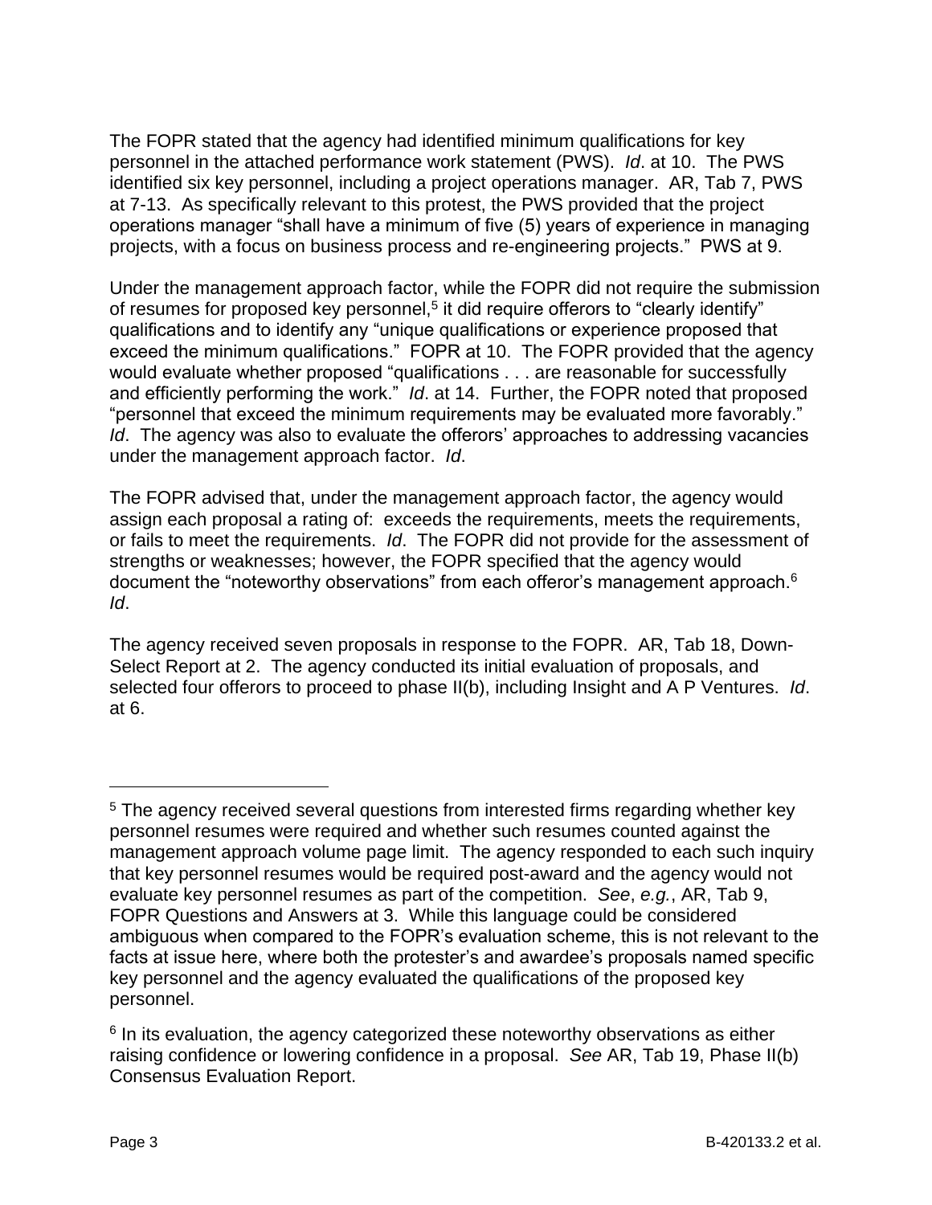The FOPR stated that the agency had identified minimum qualifications for key personnel in the attached performance work statement (PWS). *Id*. at 10. The PWS identified six key personnel, including a project operations manager. AR, Tab 7, PWS at 7-13. As specifically relevant to this protest, the PWS provided that the project operations manager "shall have a minimum of five (5) years of experience in managing projects, with a focus on business process and re-engineering projects." PWS at 9.

Under the management approach factor, while the FOPR did not require the submission of resumes for proposed key personnel,[5] it did require offerors to "clearly identify" qualifications and to identify any "unique qualifications or experience proposed that exceed the minimum qualifications." FOPR at 10. The FOPR provided that the agency would evaluate whether proposed "qualifications . . . are reasonable for successfully and efficiently performing the work." *Id*. at 14. Further, the FOPR noted that proposed "personnel that exceed the minimum requirements may be evaluated more favorably." *Id*. The agency was also to evaluate the offerors' approaches to addressing vacancies under the management approach factor. *Id*.

The FOPR advised that, under the management approach factor, the agency would assign each proposal a rating of: exceeds the requirements, meets the requirements, or fails to meet the requirements. *Id*. The FOPR did not provide for the assessment of strengths or weaknesses; however, the FOPR specified that the agency would document the "noteworthy observations" from each offeror's management approach.[6] *Id*.

The agency received seven proposals in response to the FOPR. AR, Tab 18, Down-Select Report at 2. The agency conducted its initial evaluation of proposals, and selected four offerors to proceed to phase II(b), including Insight and A P Ventures. *Id*. at 6.

---

[5] The agency received several questions from interested firms regarding whether key personnel resumes were required and whether such resumes counted against the management approach volume page limit. The agency responded to each such inquiry that key personnel resumes would be required post-award and the agency would not evaluate key personnel resumes as part of the competition. *See*, *e.g.*, AR, Tab 9, FOPR Questions and Answers at 3. While this language could be considered ambiguous when compared to the FOPR's evaluation scheme, this is not relevant to the facts at issue here, where both the protester's and awardee's proposals named specific key personnel and the agency evaluated the qualifications of the proposed key personnel.

[6] In its evaluation, the agency categorized these noteworthy observations as either raising confidence or lowering confidence in a proposal. *See* AR, Tab 19, Phase II(b) Consensus Evaluation Report.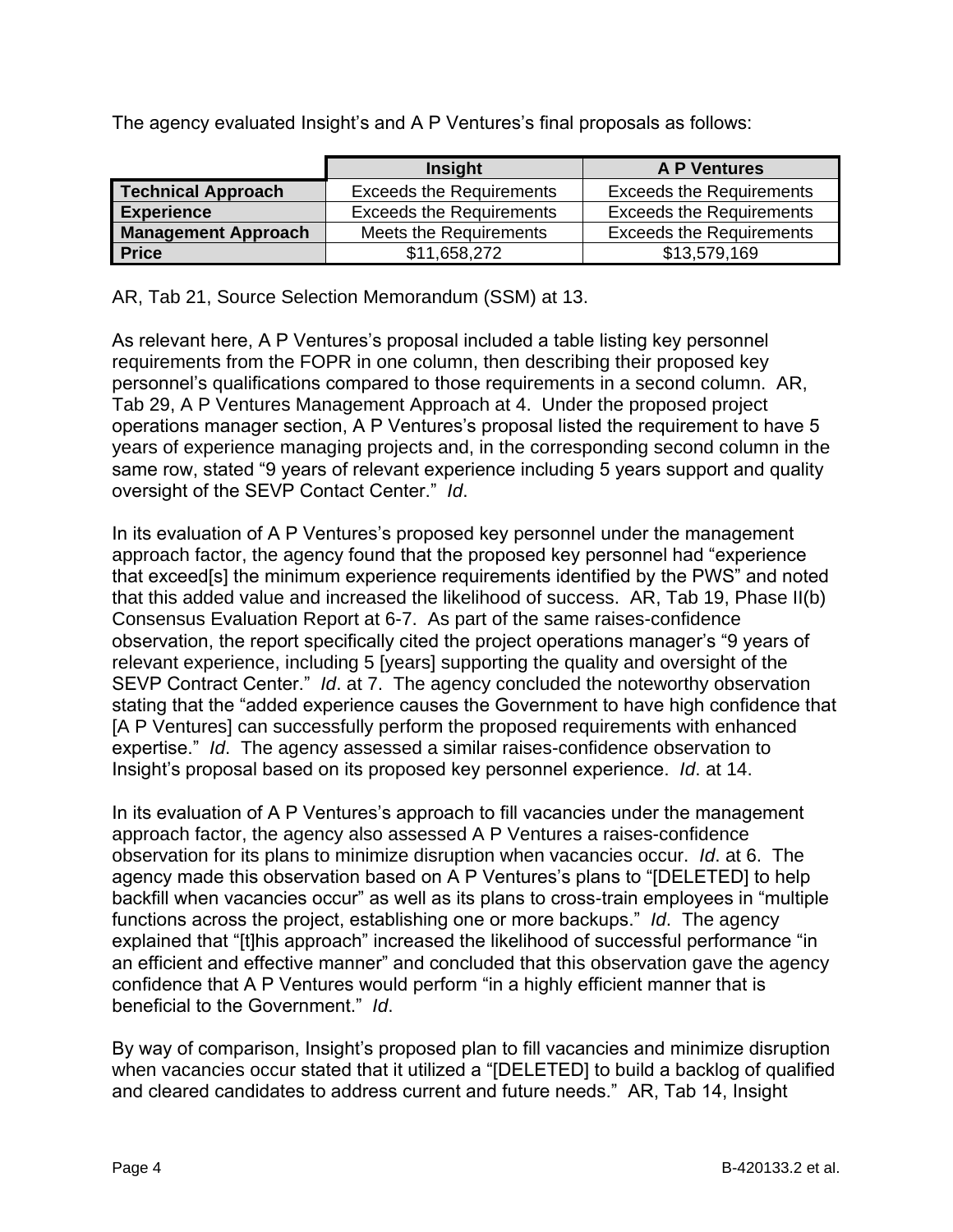The agency evaluated Insight's and A P Ventures's final proposals as follows:

| | Insight | A P Ventures |
|---|---|---|
| **Technical Approach** | Exceeds the Requirements | Exceeds the Requirements |
| **Experience** | Exceeds the Requirements | Exceeds the Requirements |
| **Management Approach** | Meets the Requirements | Exceeds the Requirements |
| **Price** | $11,658,272 | $13,579,169 |

AR, Tab 21, Source Selection Memorandum (SSM) at 13.

As relevant here, A P Ventures's proposal included a table listing key personnel requirements from the FOPR in one column, then describing their proposed key personnel's qualifications compared to those requirements in a second column. AR, Tab 29, A P Ventures Management Approach at 4. Under the proposed project operations manager section, A P Ventures's proposal listed the requirement to have 5 years of experience managing projects and, in the corresponding second column in the same row, stated "9 years of relevant experience including 5 years support and quality oversight of the SEVP Contact Center." *Id*.

In its evaluation of A P Ventures's proposed key personnel under the management approach factor, the agency found that the proposed key personnel had "experience that exceed[s] the minimum experience requirements identified by the PWS" and noted that this added value and increased the likelihood of success. AR, Tab 19, Phase II(b) Consensus Evaluation Report at 6-7. As part of the same raises-confidence observation, the report specifically cited the project operations manager's "9 years of relevant experience, including 5 [years] supporting the quality and oversight of the SEVP Contract Center." *Id*. at 7. The agency concluded the noteworthy observation stating that the "added experience causes the Government to have high confidence that [A P Ventures] can successfully perform the proposed requirements with enhanced expertise." *Id*. The agency assessed a similar raises-confidence observation to Insight's proposal based on its proposed key personnel experience. *Id*. at 14.

In its evaluation of A P Ventures's approach to fill vacancies under the management approach factor, the agency also assessed A P Ventures a raises-confidence observation for its plans to minimize disruption when vacancies occur. *Id*. at 6. The agency made this observation based on A P Ventures's plans to "[DELETED] to help backfill when vacancies occur" as well as its plans to cross-train employees in "multiple functions across the project, establishing one or more backups." *Id*. The agency explained that "[t]his approach" increased the likelihood of successful performance "in an efficient and effective manner" and concluded that this observation gave the agency confidence that A P Ventures would perform "in a highly efficient manner that is beneficial to the Government." *Id*.

By way of comparison, Insight's proposed plan to fill vacancies and minimize disruption when vacancies occur stated that it utilized a "[DELETED] to build a backlog of qualified and cleared candidates to address current and future needs." AR, Tab 14, Insight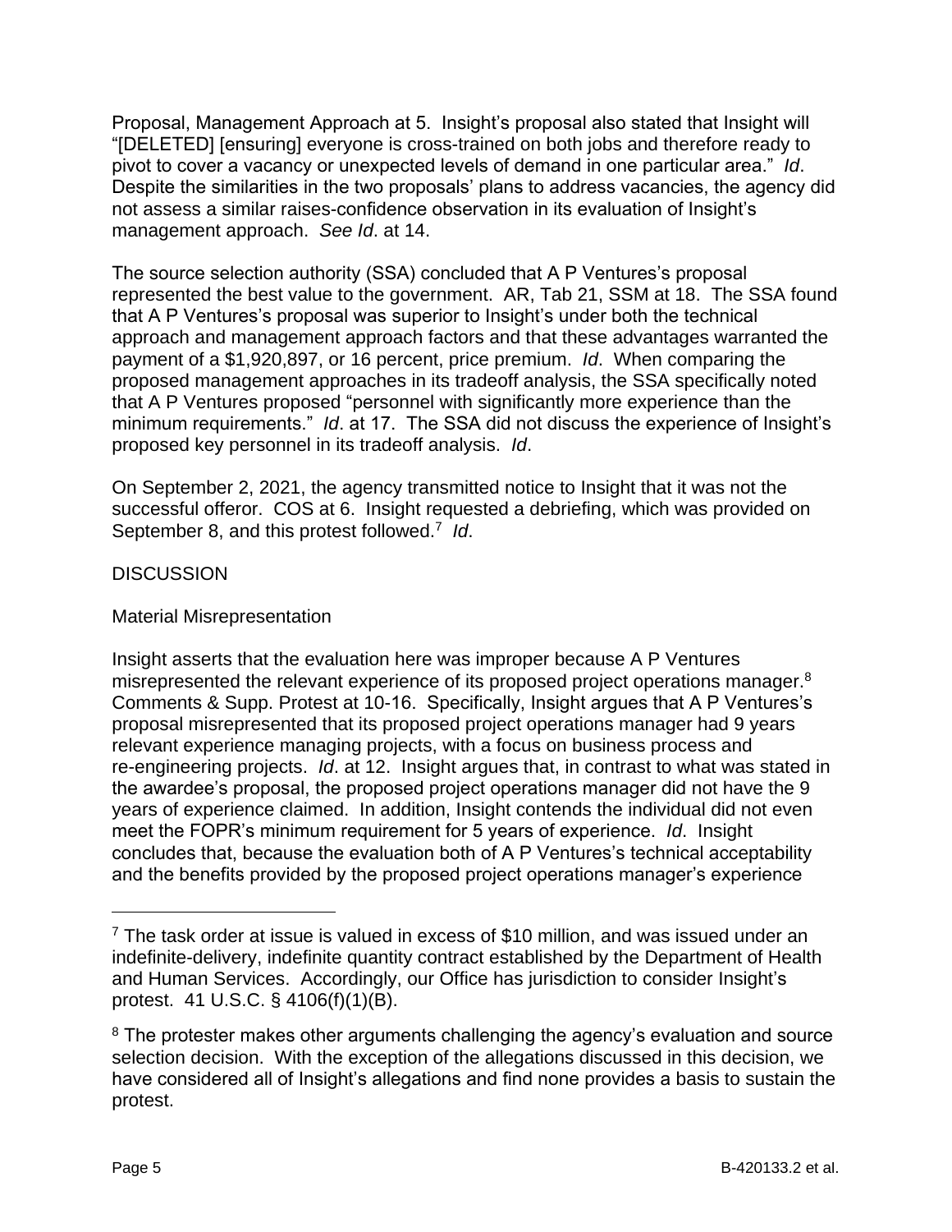Proposal, Management Approach at 5. Insight's proposal also stated that Insight will "[DELETED] [ensuring] everyone is cross-trained on both jobs and therefore ready to pivot to cover a vacancy or unexpected levels of demand in one particular area." *Id*. Despite the similarities in the two proposals' plans to address vacancies, the agency did not assess a similar raises-confidence observation in its evaluation of Insight's management approach. *See Id*. at 14.

The source selection authority (SSA) concluded that A P Ventures's proposal represented the best value to the government. AR, Tab 21, SSM at 18. The SSA found that A P Ventures's proposal was superior to Insight's under both the technical approach and management approach factors and that these advantages warranted the payment of a $1,920,897, or 16 percent, price premium. *Id*. When comparing the proposed management approaches in its tradeoff analysis, the SSA specifically noted that A P Ventures proposed "personnel with significantly more experience than the minimum requirements." *Id*. at 17. The SSA did not discuss the experience of Insight's proposed key personnel in its tradeoff analysis. *Id*.

On September 2, 2021, the agency transmitted notice to Insight that it was not the successful offeror. COS at 6. Insight requested a debriefing, which was provided on September 8, and this protest followed.[7] *Id*.

DISCUSSION

Material Misrepresentation

Insight asserts that the evaluation here was improper because A P Ventures misrepresented the relevant experience of its proposed project operations manager.[8] Comments & Supp. Protest at 10-16. Specifically, Insight argues that A P Ventures's proposal misrepresented that its proposed project operations manager had 9 years relevant experience managing projects, with a focus on business process and re-engineering projects. *Id*. at 12. Insight argues that, in contrast to what was stated in the awardee's proposal, the proposed project operations manager did not have the 9 years of experience claimed. In addition, Insight contends the individual did not even meet the FOPR's minimum requirement for 5 years of experience. *Id*. Insight concludes that, because the evaluation both of A P Ventures's technical acceptability and the benefits provided by the proposed project operations manager's experience

---

[7] The task order at issue is valued in excess of $10 million, and was issued under an indefinite-delivery, indefinite quantity contract established by the Department of Health and Human Services. Accordingly, our Office has jurisdiction to consider Insight's protest. 41 U.S.C. § 4106(f)(1)(B).

[8] The protester makes other arguments challenging the agency's evaluation and source selection decision. With the exception of the allegations discussed in this decision, we have considered all of Insight's allegations and find none provides a basis to sustain the protest.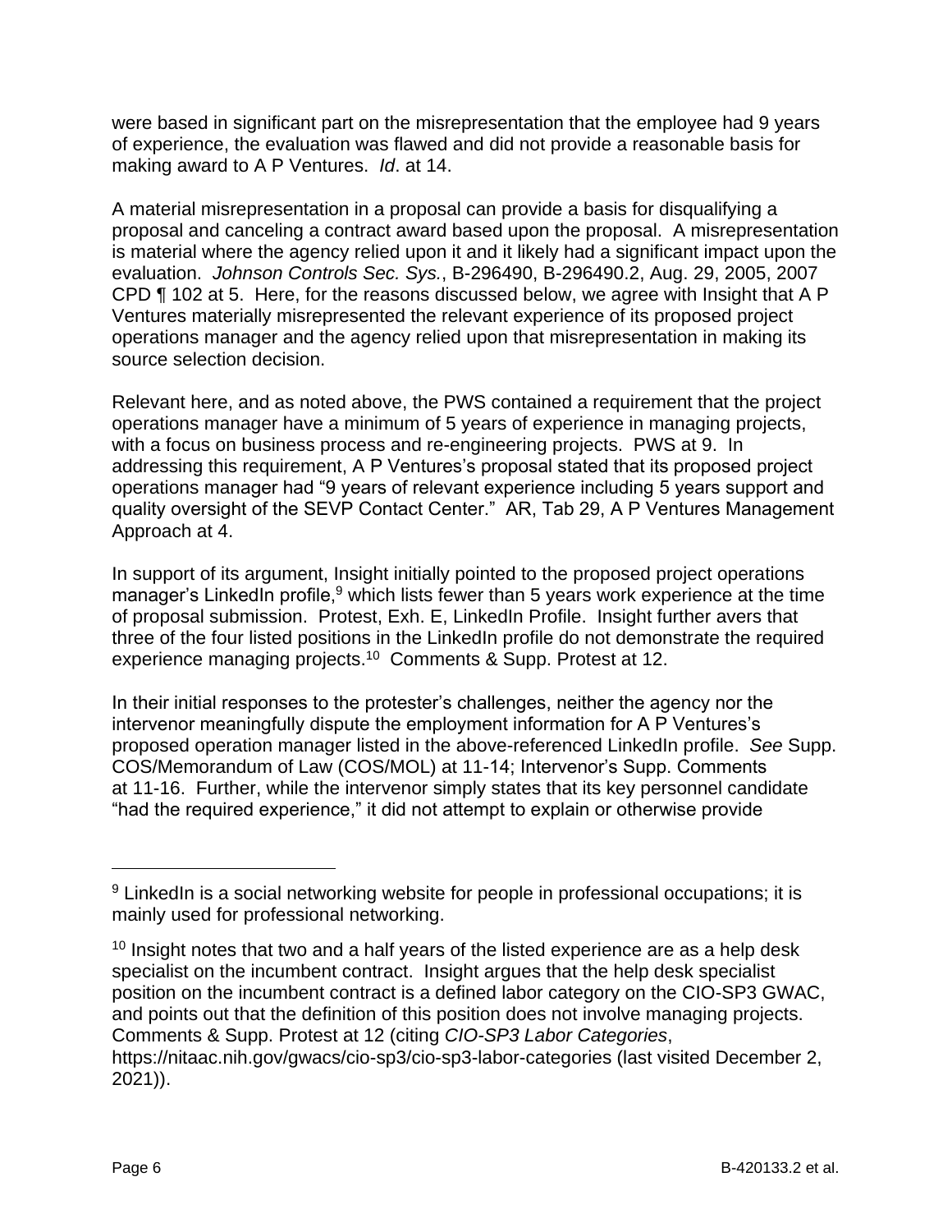were based in significant part on the misrepresentation that the employee had 9 years of experience, the evaluation was flawed and did not provide a reasonable basis for making award to A P Ventures. *Id*. at 14.

A material misrepresentation in a proposal can provide a basis for disqualifying a proposal and canceling a contract award based upon the proposal. A misrepresentation is material where the agency relied upon it and it likely had a significant impact upon the evaluation. *Johnson Controls Sec. Sys.*, B-296490, B-296490.2, Aug. 29, 2005, 2007 CPD ¶ 102 at 5. Here, for the reasons discussed below, we agree with Insight that A P Ventures materially misrepresented the relevant experience of its proposed project operations manager and the agency relied upon that misrepresentation in making its source selection decision.

Relevant here, and as noted above, the PWS contained a requirement that the project operations manager have a minimum of 5 years of experience in managing projects, with a focus on business process and re-engineering projects. PWS at 9. In addressing this requirement, A P Ventures's proposal stated that its proposed project operations manager had "9 years of relevant experience including 5 years support and quality oversight of the SEVP Contact Center." AR, Tab 29, A P Ventures Management Approach at 4.

In support of its argument, Insight initially pointed to the proposed project operations manager's LinkedIn profile,[9] which lists fewer than 5 years work experience at the time of proposal submission. Protest, Exh. E, LinkedIn Profile. Insight further avers that three of the four listed positions in the LinkedIn profile do not demonstrate the required experience managing projects.[10] Comments & Supp. Protest at 12.

In their initial responses to the protester's challenges, neither the agency nor the intervenor meaningfully dispute the employment information for A P Ventures's proposed operation manager listed in the above-referenced LinkedIn profile. *See* Supp. COS/Memorandum of Law (COS/MOL) at 11-14; Intervenor's Supp. Comments at 11-16. Further, while the intervenor simply states that its key personnel candidate "had the required experience," it did not attempt to explain or otherwise provide

---

[9] LinkedIn is a social networking website for people in professional occupations; it is mainly used for professional networking.

[10] Insight notes that two and a half years of the listed experience are as a help desk specialist on the incumbent contract. Insight argues that the help desk specialist position on the incumbent contract is a defined labor category on the CIO-SP3 GWAC, and points out that the definition of this position does not involve managing projects. Comments & Supp. Protest at 12 (citing *CIO-SP3 Labor Categories*, https://nitaac.nih.gov/gwacs/cio-sp3/cio-sp3-labor-categories (last visited December 2, 2021)).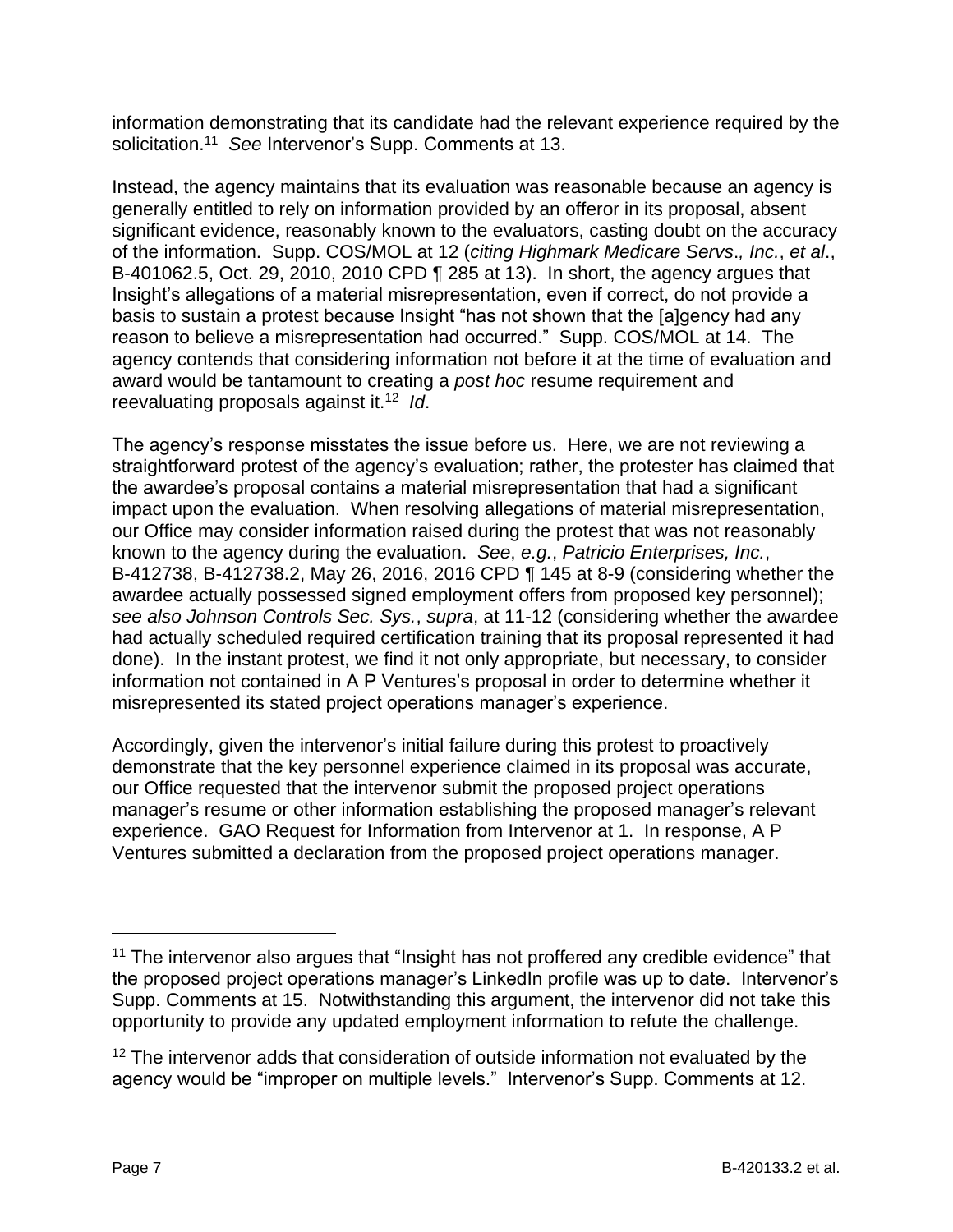information demonstrating that its candidate had the relevant experience required by the solicitation.[11] *See* Intervenor's Supp. Comments at 13.

Instead, the agency maintains that its evaluation was reasonable because an agency is generally entitled to rely on information provided by an offeror in its proposal, absent significant evidence, reasonably known to the evaluators, casting doubt on the accuracy of the information. Supp. COS/MOL at 12 (*citing Highmark Medicare Servs., Inc.*, *et al*., B-401062.5, Oct. 29, 2010, 2010 CPD ¶ 285 at 13). In short, the agency argues that Insight's allegations of a material misrepresentation, even if correct, do not provide a basis to sustain a protest because Insight "has not shown that the [a]gency had any reason to believe a misrepresentation had occurred." Supp. COS/MOL at 14. The agency contends that considering information not before it at the time of evaluation and award would be tantamount to creating a *post hoc* resume requirement and reevaluating proposals against it.[12] *Id*.

The agency's response misstates the issue before us. Here, we are not reviewing a straightforward protest of the agency's evaluation; rather, the protester has claimed that the awardee's proposal contains a material misrepresentation that had a significant impact upon the evaluation. When resolving allegations of material misrepresentation, our Office may consider information raised during the protest that was not reasonably known to the agency during the evaluation. *See*, *e.g.*, *Patricio Enterprises, Inc.*, B-412738, B-412738.2, May 26, 2016, 2016 CPD ¶ 145 at 8-9 (considering whether the awardee actually possessed signed employment offers from proposed key personnel); *see also Johnson Controls Sec. Sys.*, *supra*, at 11-12 (considering whether the awardee had actually scheduled required certification training that its proposal represented it had done). In the instant protest, we find it not only appropriate, but necessary, to consider information not contained in A P Ventures's proposal in order to determine whether it misrepresented its stated project operations manager's experience.

Accordingly, given the intervenor's initial failure during this protest to proactively demonstrate that the key personnel experience claimed in its proposal was accurate, our Office requested that the intervenor submit the proposed project operations manager's resume or other information establishing the proposed manager's relevant experience. GAO Request for Information from Intervenor at 1. In response, A P Ventures submitted a declaration from the proposed project operations manager.

---

[11] The intervenor also argues that "Insight has not proffered any credible evidence" that the proposed project operations manager's LinkedIn profile was up to date. Intervenor's Supp. Comments at 15. Notwithstanding this argument, the intervenor did not take this opportunity to provide any updated employment information to refute the challenge.

[12] The intervenor adds that consideration of outside information not evaluated by the agency would be "improper on multiple levels." Intervenor's Supp. Comments at 12.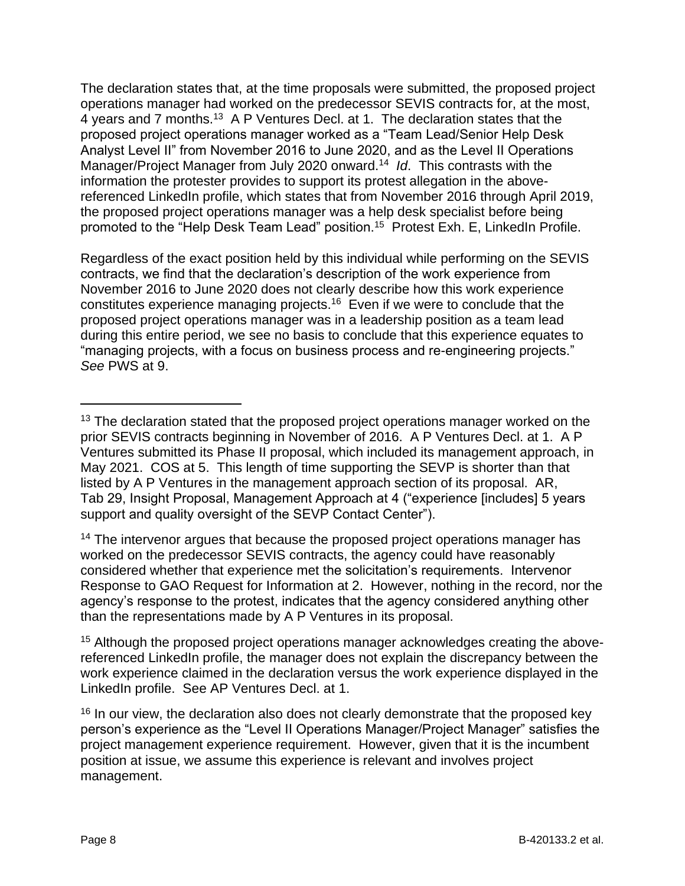The declaration states that, at the time proposals were submitted, the proposed project operations manager had worked on the predecessor SEVIS contracts for, at the most, 4 years and 7 months.[13] A P Ventures Decl. at 1. The declaration states that the proposed project operations manager worked as a "Team Lead/Senior Help Desk Analyst Level II" from November 2016 to June 2020, and as the Level II Operations Manager/Project Manager from July 2020 onward.[14] *Id*. This contrasts with the information the protester provides to support its protest allegation in the above-referenced LinkedIn profile, which states that from November 2016 through April 2019, the proposed project operations manager was a help desk specialist before being promoted to the "Help Desk Team Lead" position.[15] Protest Exh. E, LinkedIn Profile.

Regardless of the exact position held by this individual while performing on the SEVIS contracts, we find that the declaration's description of the work experience from November 2016 to June 2020 does not clearly describe how this work experience constitutes experience managing projects.[16] Even if we were to conclude that the proposed project operations manager was in a leadership position as a team lead during this entire period, we see no basis to conclude that this experience equates to "managing projects, with a focus on business process and re-engineering projects." *See* PWS at 9.

---

[13] The declaration stated that the proposed project operations manager worked on the prior SEVIS contracts beginning in November of 2016. A P Ventures Decl. at 1. A P Ventures submitted its Phase II proposal, which included its management approach, in May 2021. COS at 5. This length of time supporting the SEVP is shorter than that listed by A P Ventures in the management approach section of its proposal. AR, Tab 29, Insight Proposal, Management Approach at 4 ("experience [includes] 5 years support and quality oversight of the SEVP Contact Center").

[14] The intervenor argues that because the proposed project operations manager has worked on the predecessor SEVIS contracts, the agency could have reasonably considered whether that experience met the solicitation's requirements. Intervenor Response to GAO Request for Information at 2. However, nothing in the record, nor the agency's response to the protest, indicates that the agency considered anything other than the representations made by A P Ventures in its proposal.

[15] Although the proposed project operations manager acknowledges creating the above-referenced LinkedIn profile, the manager does not explain the discrepancy between the work experience claimed in the declaration versus the work experience displayed in the LinkedIn profile. See AP Ventures Decl. at 1.

[16] In our view, the declaration also does not clearly demonstrate that the proposed key person's experience as the "Level II Operations Manager/Project Manager" satisfies the project management experience requirement. However, given that it is the incumbent position at issue, we assume this experience is relevant and involves project management.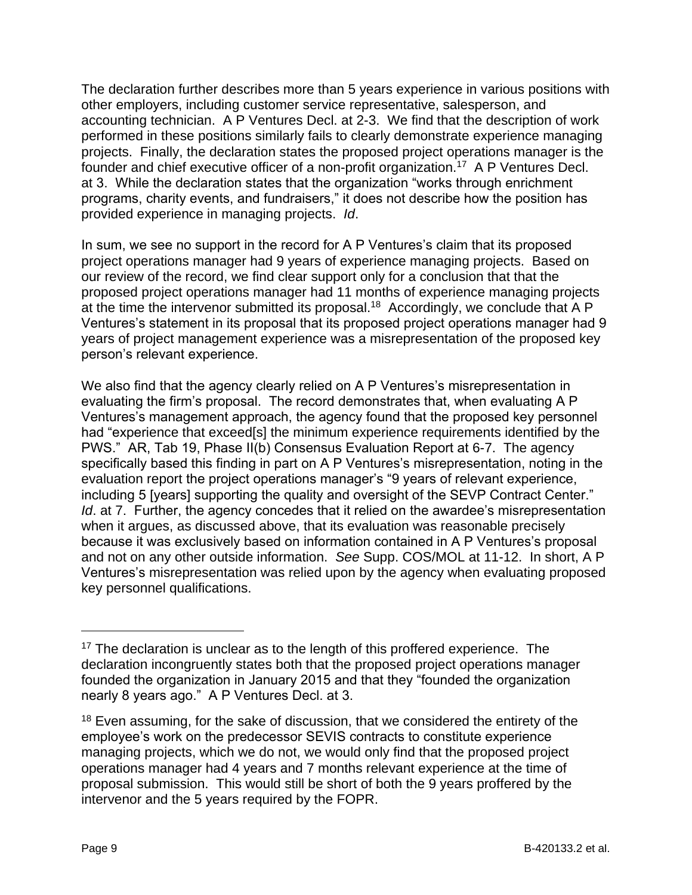The declaration further describes more than 5 years experience in various positions with other employers, including customer service representative, salesperson, and accounting technician. A P Ventures Decl. at 2-3. We find that the description of work performed in these positions similarly fails to clearly demonstrate experience managing projects. Finally, the declaration states the proposed project operations manager is the founder and chief executive officer of a non-profit organization.[17] A P Ventures Decl. at 3. While the declaration states that the organization "works through enrichment programs, charity events, and fundraisers," it does not describe how the position has provided experience in managing projects. *Id*.

In sum, we see no support in the record for A P Ventures's claim that its proposed project operations manager had 9 years of experience managing projects. Based on our review of the record, we find clear support only for a conclusion that that the proposed project operations manager had 11 months of experience managing projects at the time the intervenor submitted its proposal.[18] Accordingly, we conclude that A P Ventures's statement in its proposal that its proposed project operations manager had 9 years of project management experience was a misrepresentation of the proposed key person's relevant experience.

We also find that the agency clearly relied on A P Ventures's misrepresentation in evaluating the firm's proposal. The record demonstrates that, when evaluating A P Ventures's management approach, the agency found that the proposed key personnel had "experience that exceed[s] the minimum experience requirements identified by the PWS." AR, Tab 19, Phase II(b) Consensus Evaluation Report at 6-7. The agency specifically based this finding in part on A P Ventures's misrepresentation, noting in the evaluation report the project operations manager's "9 years of relevant experience, including 5 [years] supporting the quality and oversight of the SEVP Contract Center." *Id*. at 7. Further, the agency concedes that it relied on the awardee's misrepresentation when it argues, as discussed above, that its evaluation was reasonable precisely because it was exclusively based on information contained in A P Ventures's proposal and not on any other outside information. *See* Supp. COS/MOL at 11-12. In short, A P Ventures's misrepresentation was relied upon by the agency when evaluating proposed key personnel qualifications.

---

[17] The declaration is unclear as to the length of this proffered experience. The declaration incongruently states both that the proposed project operations manager founded the organization in January 2015 and that they "founded the organization nearly 8 years ago." A P Ventures Decl. at 3.

[18] Even assuming, for the sake of discussion, that we considered the entirety of the employee's work on the predecessor SEVIS contracts to constitute experience managing projects, which we do not, we would only find that the proposed project operations manager had 4 years and 7 months relevant experience at the time of proposal submission. This would still be short of both the 9 years proffered by the intervenor and the 5 years required by the FOPR.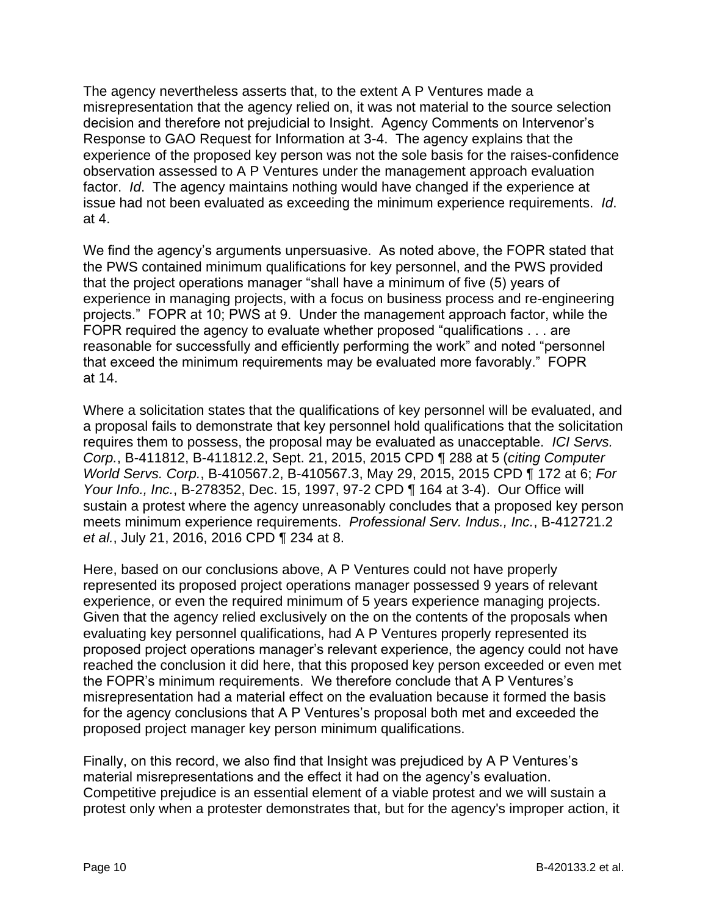The agency nevertheless asserts that, to the extent A P Ventures made a misrepresentation that the agency relied on, it was not material to the source selection decision and therefore not prejudicial to Insight. Agency Comments on Intervenor's Response to GAO Request for Information at 3-4. The agency explains that the experience of the proposed key person was not the sole basis for the raises-confidence observation assessed to A P Ventures under the management approach evaluation factor. *Id*. The agency maintains nothing would have changed if the experience at issue had not been evaluated as exceeding the minimum experience requirements. *Id*. at 4.

We find the agency's arguments unpersuasive. As noted above, the FOPR stated that the PWS contained minimum qualifications for key personnel, and the PWS provided that the project operations manager "shall have a minimum of five (5) years of experience in managing projects, with a focus on business process and re-engineering projects." FOPR at 10; PWS at 9. Under the management approach factor, while the FOPR required the agency to evaluate whether proposed "qualifications . . . are reasonable for successfully and efficiently performing the work" and noted "personnel that exceed the minimum requirements may be evaluated more favorably." FOPR at 14.

Where a solicitation states that the qualifications of key personnel will be evaluated, and a proposal fails to demonstrate that key personnel hold qualifications that the solicitation requires them to possess, the proposal may be evaluated as unacceptable. *ICI Servs. Corp.*, B-411812, B-411812.2, Sept. 21, 2015, 2015 CPD ¶ 288 at 5 (*citing Computer World Servs. Corp.*, B-410567.2, B-410567.3, May 29, 2015, 2015 CPD ¶ 172 at 6; *For Your Info., Inc.*, B-278352, Dec. 15, 1997, 97-2 CPD ¶ 164 at 3-4). Our Office will sustain a protest where the agency unreasonably concludes that a proposed key person meets minimum experience requirements. *Professional Serv. Indus., Inc.*, B-412721.2 *et al.*, July 21, 2016, 2016 CPD ¶ 234 at 8.

Here, based on our conclusions above, A P Ventures could not have properly represented its proposed project operations manager possessed 9 years of relevant experience, or even the required minimum of 5 years experience managing projects. Given that the agency relied exclusively on the on the contents of the proposals when evaluating key personnel qualifications, had A P Ventures properly represented its proposed project operations manager's relevant experience, the agency could not have reached the conclusion it did here, that this proposed key person exceeded or even met the FOPR's minimum requirements. We therefore conclude that A P Ventures's misrepresentation had a material effect on the evaluation because it formed the basis for the agency conclusions that A P Ventures's proposal both met and exceeded the proposed project manager key person minimum qualifications.

Finally, on this record, we also find that Insight was prejudiced by A P Ventures's material misrepresentations and the effect it had on the agency's evaluation. Competitive prejudice is an essential element of a viable protest and we will sustain a protest only when a protester demonstrates that, but for the agency's improper action, it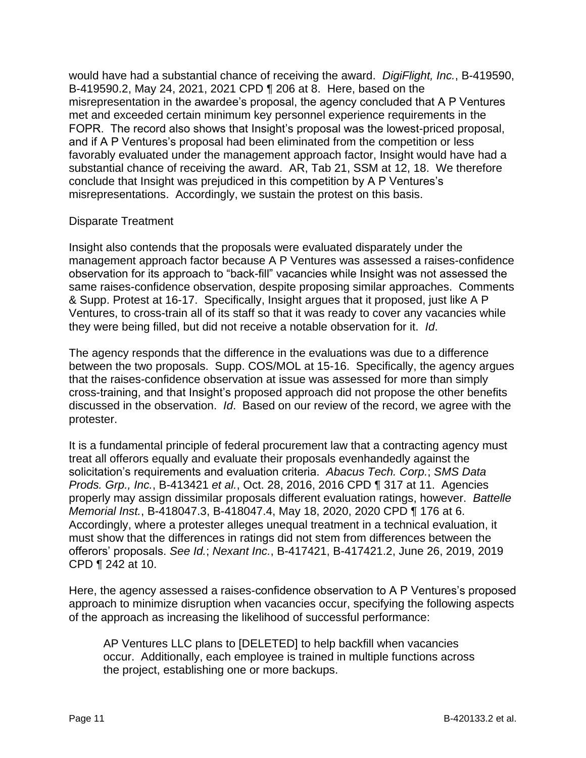would have had a substantial chance of receiving the award. *DigiFlight, Inc.*, B-419590, B-419590.2, May 24, 2021, 2021 CPD ¶ 206 at 8. Here, based on the misrepresentation in the awardee's proposal, the agency concluded that A P Ventures met and exceeded certain minimum key personnel experience requirements in the FOPR. The record also shows that Insight's proposal was the lowest-priced proposal, and if A P Ventures's proposal had been eliminated from the competition or less favorably evaluated under the management approach factor, Insight would have had a substantial chance of receiving the award. AR, Tab 21, SSM at 12, 18. We therefore conclude that Insight was prejudiced in this competition by A P Ventures's misrepresentations. Accordingly, we sustain the protest on this basis.

Disparate Treatment

Insight also contends that the proposals were evaluated disparately under the management approach factor because A P Ventures was assessed a raises-confidence observation for its approach to "back-fill" vacancies while Insight was not assessed the same raises-confidence observation, despite proposing similar approaches. Comments & Supp. Protest at 16-17. Specifically, Insight argues that it proposed, just like A P Ventures, to cross-train all of its staff so that it was ready to cover any vacancies while they were being filled, but did not receive a notable observation for it. *Id*.

The agency responds that the difference in the evaluations was due to a difference between the two proposals. Supp. COS/MOL at 15-16. Specifically, the agency argues that the raises-confidence observation at issue was assessed for more than simply cross-training, and that Insight's proposed approach did not propose the other benefits discussed in the observation. *Id*. Based on our review of the record, we agree with the protester.

It is a fundamental principle of federal procurement law that a contracting agency must treat all offerors equally and evaluate their proposals evenhandedly against the solicitation's requirements and evaluation criteria. *Abacus Tech. Corp.*; *SMS Data Prods. Grp., Inc.*, B-413421 *et al.*, Oct. 28, 2016, 2016 CPD ¶ 317 at 11. Agencies properly may assign dissimilar proposals different evaluation ratings, however. *Battelle Memorial Inst.*, B-418047.3, B-418047.4, May 18, 2020, 2020 CPD ¶ 176 at 6. Accordingly, where a protester alleges unequal treatment in a technical evaluation, it must show that the differences in ratings did not stem from differences between the offerors' proposals. *See Id.*; *Nexant Inc.*, B-417421, B-417421.2, June 26, 2019, 2019 CPD ¶ 242 at 10.

Here, the agency assessed a raises-confidence observation to A P Ventures's proposed approach to minimize disruption when vacancies occur, specifying the following aspects of the approach as increasing the likelihood of successful performance:

> AP Ventures LLC plans to [DELETED] to help backfill when vacancies occur. Additionally, each employee is trained in multiple functions across the project, establishing one or more backups.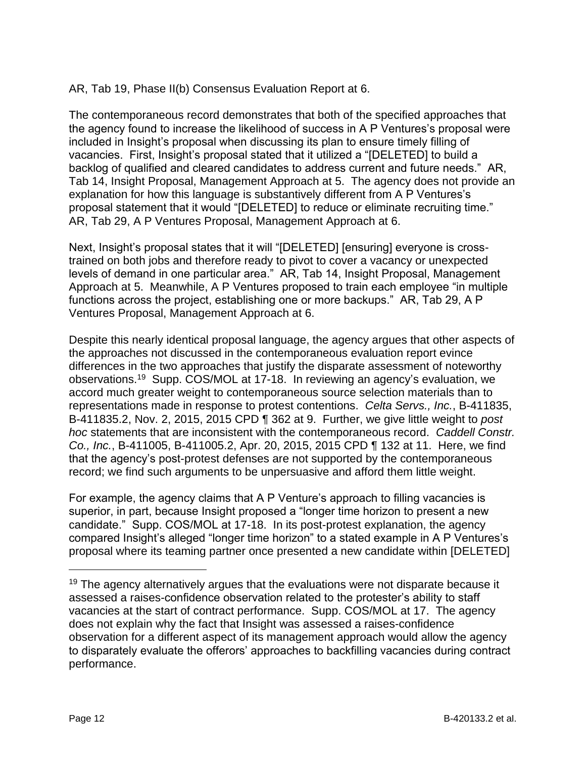AR, Tab 19, Phase II(b) Consensus Evaluation Report at 6.

The contemporaneous record demonstrates that both of the specified approaches that the agency found to increase the likelihood of success in A P Ventures's proposal were included in Insight's proposal when discussing its plan to ensure timely filling of vacancies. First, Insight's proposal stated that it utilized a "[DELETED] to build a backlog of qualified and cleared candidates to address current and future needs." AR, Tab 14, Insight Proposal, Management Approach at 5. The agency does not provide an explanation for how this language is substantively different from A P Ventures's proposal statement that it would "[DELETED] to reduce or eliminate recruiting time." AR, Tab 29, A P Ventures Proposal, Management Approach at 6.

Next, Insight's proposal states that it will "[DELETED] [ensuring] everyone is cross-trained on both jobs and therefore ready to pivot to cover a vacancy or unexpected levels of demand in one particular area." AR, Tab 14, Insight Proposal, Management Approach at 5. Meanwhile, A P Ventures proposed to train each employee "in multiple functions across the project, establishing one or more backups." AR, Tab 29, A P Ventures Proposal, Management Approach at 6.

Despite this nearly identical proposal language, the agency argues that other aspects of the approaches not discussed in the contemporaneous evaluation report evince differences in the two approaches that justify the disparate assessment of noteworthy observations.[19] Supp. COS/MOL at 17-18. In reviewing an agency's evaluation, we accord much greater weight to contemporaneous source selection materials than to representations made in response to protest contentions. *Celta Servs., Inc.*, B-411835, B-411835.2, Nov. 2, 2015, 2015 CPD ¶ 362 at 9. Further, we give little weight to *post hoc* statements that are inconsistent with the contemporaneous record. *Caddell Constr. Co., Inc.*, B-411005, B-411005.2, Apr. 20, 2015, 2015 CPD ¶ 132 at 11. Here, we find that the agency's post-protest defenses are not supported by the contemporaneous record; we find such arguments to be unpersuasive and afford them little weight.

For example, the agency claims that A P Venture's approach to filling vacancies is superior, in part, because Insight proposed a "longer time horizon to present a new candidate." Supp. COS/MOL at 17-18. In its post-protest explanation, the agency compared Insight's alleged "longer time horizon" to a stated example in A P Ventures's proposal where its teaming partner once presented a new candidate within [DELETED]

[19] The agency alternatively argues that the evaluations were not disparate because it assessed a raises-confidence observation related to the protester's ability to staff vacancies at the start of contract performance. Supp. COS/MOL at 17. The agency does not explain why the fact that Insight was assessed a raises-confidence observation for a different aspect of its management approach would allow the agency to disparately evaluate the offerors' approaches to backfilling vacancies during contract performance.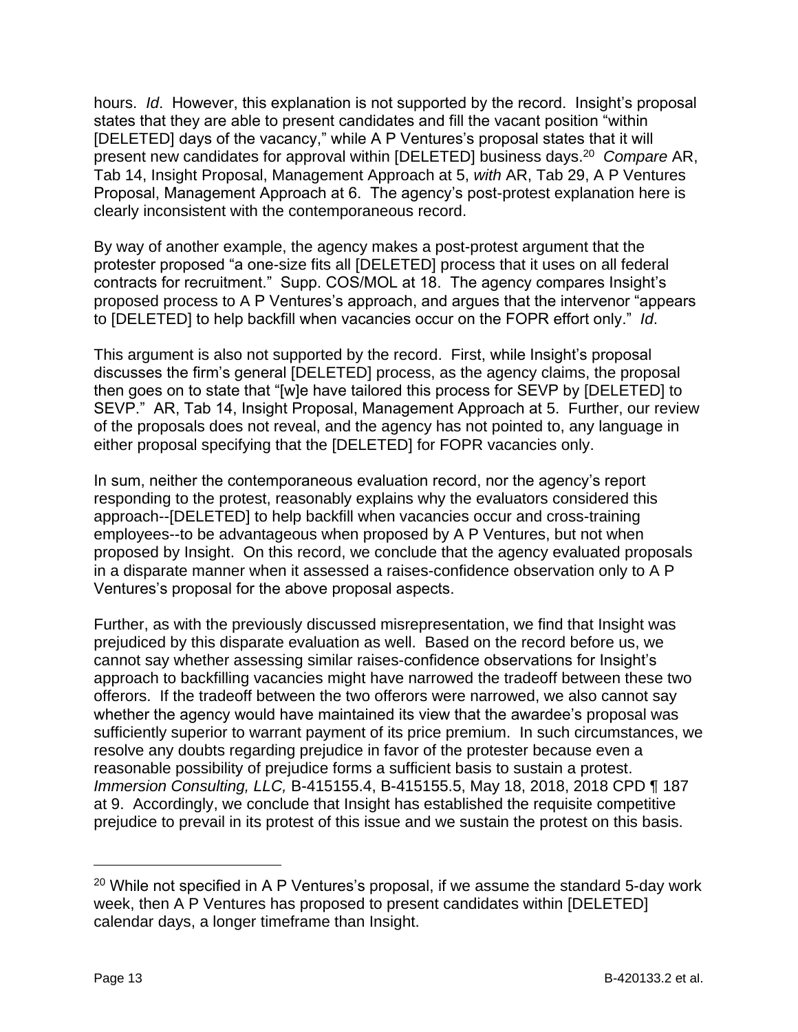hours. *Id*. However, this explanation is not supported by the record. Insight's proposal states that they are able to present candidates and fill the vacant position "within [DELETED] days of the vacancy," while A P Ventures's proposal states that it will present new candidates for approval within [DELETED] business days.[20] *Compare* AR, Tab 14, Insight Proposal, Management Approach at 5, *with* AR, Tab 29, A P Ventures Proposal, Management Approach at 6. The agency's post-protest explanation here is clearly inconsistent with the contemporaneous record.

By way of another example, the agency makes a post-protest argument that the protester proposed "a one-size fits all [DELETED] process that it uses on all federal contracts for recruitment." Supp. COS/MOL at 18. The agency compares Insight's proposed process to A P Ventures's approach, and argues that the intervenor "appears to [DELETED] to help backfill when vacancies occur on the FOPR effort only." *Id*.

This argument is also not supported by the record. First, while Insight's proposal discusses the firm's general [DELETED] process, as the agency claims, the proposal then goes on to state that "[w]e have tailored this process for SEVP by [DELETED] to SEVP." AR, Tab 14, Insight Proposal, Management Approach at 5. Further, our review of the proposals does not reveal, and the agency has not pointed to, any language in either proposal specifying that the [DELETED] for FOPR vacancies only.

In sum, neither the contemporaneous evaluation record, nor the agency's report responding to the protest, reasonably explains why the evaluators considered this approach--[DELETED] to help backfill when vacancies occur and cross-training employees--to be advantageous when proposed by A P Ventures, but not when proposed by Insight. On this record, we conclude that the agency evaluated proposals in a disparate manner when it assessed a raises-confidence observation only to A P Ventures's proposal for the above proposal aspects.

Further, as with the previously discussed misrepresentation, we find that Insight was prejudiced by this disparate evaluation as well. Based on the record before us, we cannot say whether assessing similar raises-confidence observations for Insight's approach to backfilling vacancies might have narrowed the tradeoff between these two offerors. If the tradeoff between the two offerors were narrowed, we also cannot say whether the agency would have maintained its view that the awardee's proposal was sufficiently superior to warrant payment of its price premium. In such circumstances, we resolve any doubts regarding prejudice in favor of the protester because even a reasonable possibility of prejudice forms a sufficient basis to sustain a protest. *Immersion Consulting, LLC,* B-415155.4, B-415155.5, May 18, 2018, 2018 CPD ¶ 187 at 9. Accordingly, we conclude that Insight has established the requisite competitive prejudice to prevail in its protest of this issue and we sustain the protest on this basis.

---

[20] While not specified in A P Ventures's proposal, if we assume the standard 5-day work week, then A P Ventures has proposed to present candidates within [DELETED] calendar days, a longer timeframe than Insight.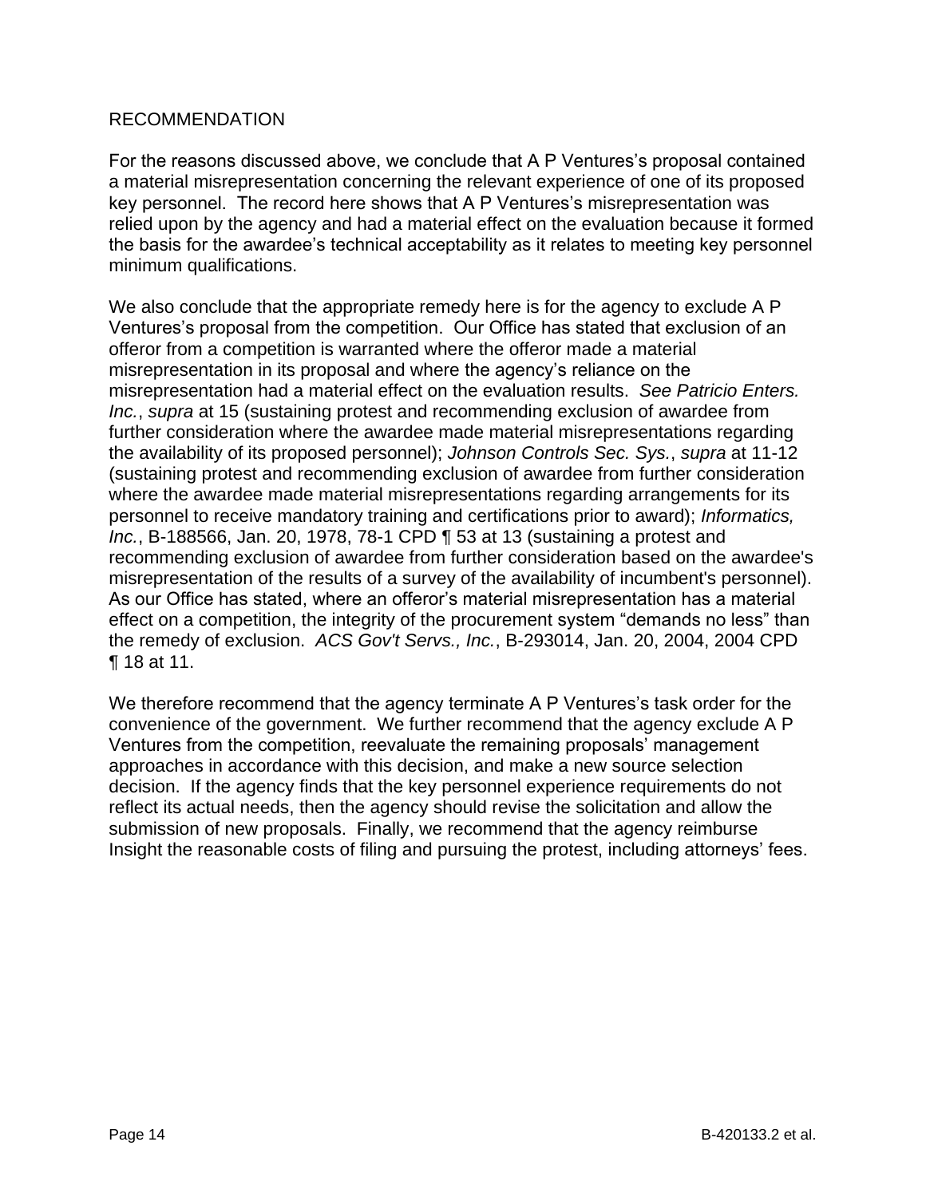## RECOMMENDATION

For the reasons discussed above, we conclude that A P Ventures's proposal contained a material misrepresentation concerning the relevant experience of one of its proposed key personnel. The record here shows that A P Ventures's misrepresentation was relied upon by the agency and had a material effect on the evaluation because it formed the basis for the awardee's technical acceptability as it relates to meeting key personnel minimum qualifications.

We also conclude that the appropriate remedy here is for the agency to exclude A P Ventures's proposal from the competition. Our Office has stated that exclusion of an offeror from a competition is warranted where the offeror made a material misrepresentation in its proposal and where the agency's reliance on the misrepresentation had a material effect on the evaluation results. *See Patricio Enters. Inc.*, *supra* at 15 (sustaining protest and recommending exclusion of awardee from further consideration where the awardee made material misrepresentations regarding the availability of its proposed personnel); *Johnson Controls Sec. Sys.*, *supra* at 11-12 (sustaining protest and recommending exclusion of awardee from further consideration where the awardee made material misrepresentations regarding arrangements for its personnel to receive mandatory training and certifications prior to award); *Informatics, Inc.*, B-188566, Jan. 20, 1978, 78-1 CPD ¶ 53 at 13 (sustaining a protest and recommending exclusion of awardee from further consideration based on the awardee's misrepresentation of the results of a survey of the availability of incumbent's personnel). As our Office has stated, where an offeror's material misrepresentation has a material effect on a competition, the integrity of the procurement system "demands no less" than the remedy of exclusion. *ACS Gov't Servs., Inc.*, B-293014, Jan. 20, 2004, 2004 CPD ¶ 18 at 11.

We therefore recommend that the agency terminate A P Ventures's task order for the convenience of the government. We further recommend that the agency exclude A P Ventures from the competition, reevaluate the remaining proposals' management approaches in accordance with this decision, and make a new source selection decision. If the agency finds that the key personnel experience requirements do not reflect its actual needs, then the agency should revise the solicitation and allow the submission of new proposals. Finally, we recommend that the agency reimburse Insight the reasonable costs of filing and pursuing the protest, including attorneys' fees.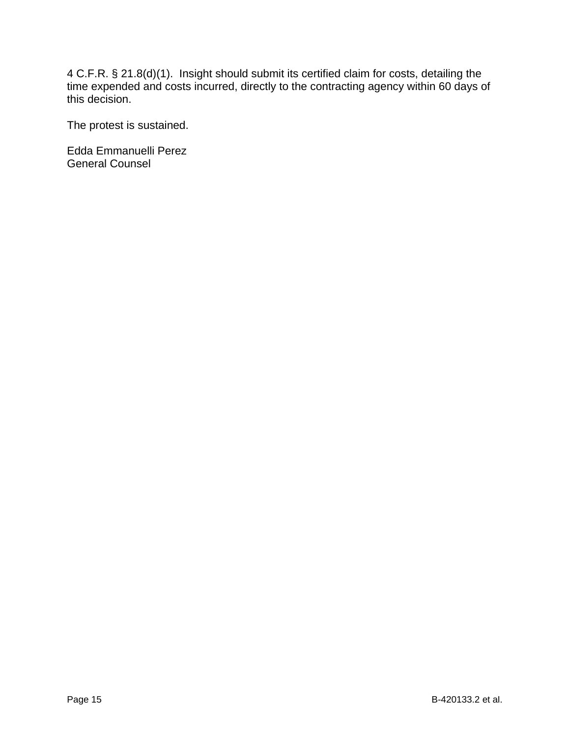4 C.F.R. § 21.8(d)(1). Insight should submit its certified claim for costs, detailing the time expended and costs incurred, directly to the contracting agency within 60 days of this decision.

The protest is sustained.

Edda Emmanuelli Perez
General Counsel